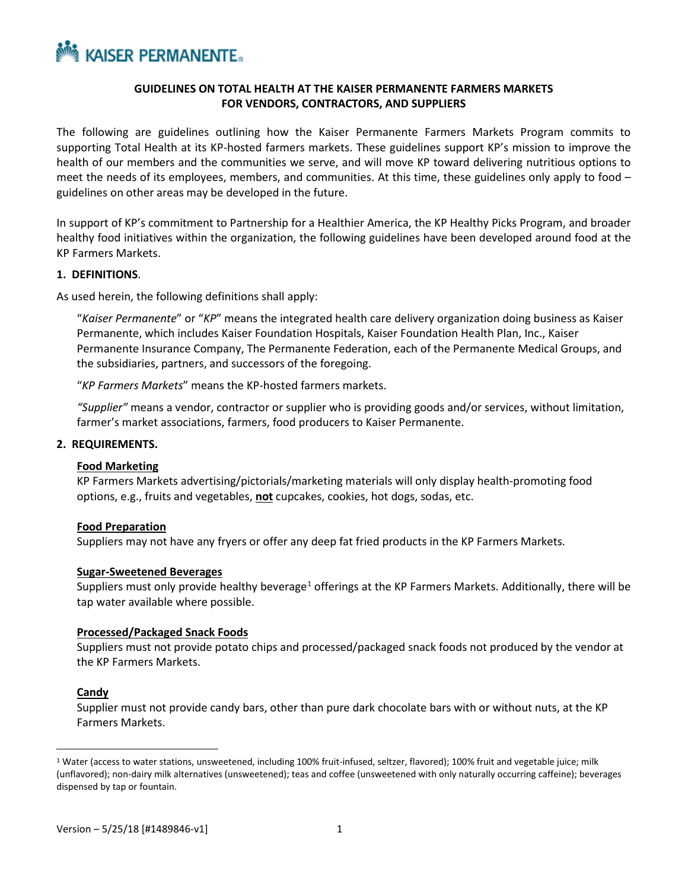KAISER PERMANENTE

# GUIDELINES ON TOTAL HEALTH AT THE KAISER PERMANENTE FARMERS MARKETS FOR VENDORS, CONTRACTORS, AND SUPPLIERS

The following are guidelines outlining how the Kaiser Permanente Farmers Markets Program commits to supporting Total Health at its KP-hosted farmers markets. These guidelines support KP's mission to improve the health of our members and the communities we serve, and will move KP toward delivering nutritious options to meet the needs of its employees, members, and communities. At this time, these guidelines only apply to food – guidelines on other areas may be developed in the future.

In support of KP's commitment to Partnership for a Healthier America, the KP Healthy Picks Program, and broader healthy food initiatives within the organization, the following guidelines have been developed around food at the KP Farmers Markets.

## 1. DEFINITIONS.

As used herein, the following definitions shall apply:

"*Kaiser Permanente*" or "*KP*" means the integrated health care delivery organization doing business as Kaiser Permanente, which includes Kaiser Foundation Hospitals, Kaiser Foundation Health Plan, Inc., Kaiser Permanente Insurance Company, The Permanente Federation, each of the Permanente Medical Groups, and the subsidiaries, partners, and successors of the foregoing.

"*KP Farmers Markets*" means the KP-hosted farmers markets.

*"Supplier"* means a vendor, contractor or supplier who is providing goods and/or services, without limitation, farmer's market associations, farmers, food producers to Kaiser Permanente.

## 2. REQUIREMENTS.

### Food Marketing

KP Farmers Markets advertising/pictorials/marketing materials will only display health-promoting food options, e.g., fruits and vegetables, **not** cupcakes, cookies, hot dogs, sodas, etc.

### Food Preparation

Suppliers may not have any fryers or offer any deep fat fried products in the KP Farmers Markets.

### Sugar-Sweetened Beverages

Suppliers must only provide healthy beverage[1] offerings at the KP Farmers Markets. Additionally, there will be tap water available where possible.

### Processed/Packaged Snack Foods

Suppliers must not provide potato chips and processed/packaged snack foods not produced by the vendor at the KP Farmers Markets.

### Candy

Supplier must not provide candy bars, other than pure dark chocolate bars with or without nuts, at the KP Farmers Markets.

[1] Water (access to water stations, unsweetened, including 100% fruit-infused, seltzer, flavored); 100% fruit and vegetable juice; milk (unflavored); non-dairy milk alternatives (unsweetened); teas and coffee (unsweetened with only naturally occurring caffeine); beverages dispensed by tap or fountain.

Version – 5/25/18 [#1489846-v1]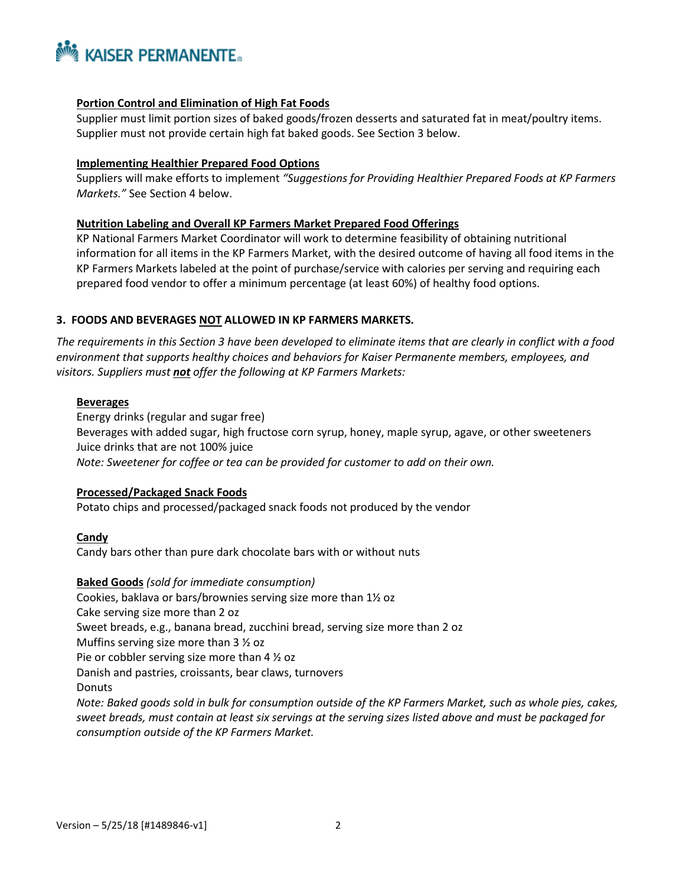**Portion Control and Elimination of High Fat Foods**

Supplier must limit portion sizes of baked goods/frozen desserts and saturated fat in meat/poultry items. Supplier must not provide certain high fat baked goods. See Section 3 below.

**Implementing Healthier Prepared Food Options**

Suppliers will make efforts to implement *"Suggestions for Providing Healthier Prepared Foods at KP Farmers Markets."* See Section 4 below.

**Nutrition Labeling and Overall KP Farmers Market Prepared Food Offerings**

KP National Farmers Market Coordinator will work to determine feasibility of obtaining nutritional information for all items in the KP Farmers Market, with the desired outcome of having all food items in the KP Farmers Markets labeled at the point of purchase/service with calories per serving and requiring each prepared food vendor to offer a minimum percentage (at least 60%) of healthy food options.

## 3. FOODS AND BEVERAGES NOT ALLOWED IN KP FARMERS MARKETS.

*The requirements in this Section 3 have been developed to eliminate items that are clearly in conflict with a food environment that supports healthy choices and behaviors for Kaiser Permanente members, employees, and visitors. Suppliers must **not** offer the following at KP Farmers Markets:*

**Beverages**

Energy drinks (regular and sugar free)
Beverages with added sugar, high fructose corn syrup, honey, maple syrup, agave, or other sweeteners
Juice drinks that are not 100% juice
*Note: Sweetener for coffee or tea can be provided for customer to add on their own.*

**Processed/Packaged Snack Foods**

Potato chips and processed/packaged snack foods not produced by the vendor

**Candy**

Candy bars other than pure dark chocolate bars with or without nuts

**Baked Goods** *(sold for immediate consumption)*

Cookies, baklava or bars/brownies serving size more than 1½ oz
Cake serving size more than 2 oz
Sweet breads, e.g., banana bread, zucchini bread, serving size more than 2 oz
Muffins serving size more than 3 ½ oz
Pie or cobbler serving size more than 4 ½ oz
Danish and pastries, croissants, bear claws, turnovers
Donuts
*Note: Baked goods sold in bulk for consumption outside of the KP Farmers Market, such as whole pies, cakes, sweet breads, must contain at least six servings at the serving sizes listed above and must be packaged for consumption outside of the KP Farmers Market.*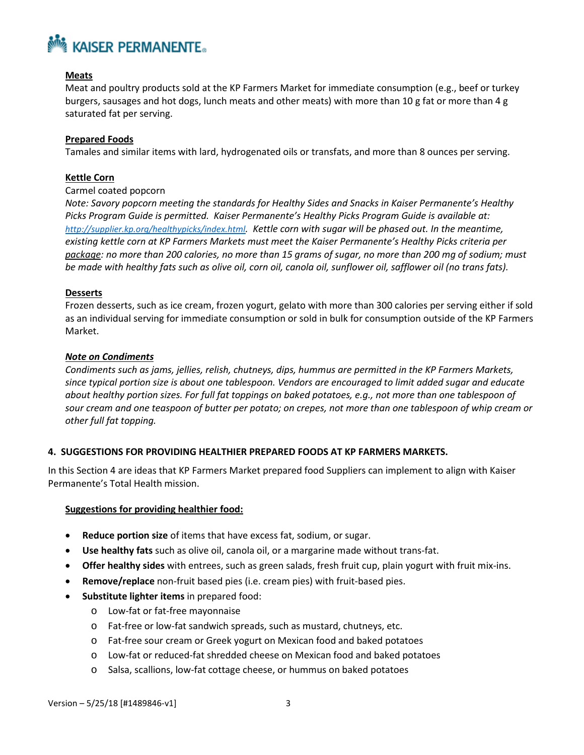**Meats**

Meat and poultry products sold at the KP Farmers Market for immediate consumption (e.g., beef or turkey burgers, sausages and hot dogs, lunch meats and other meats) with more than 10 g fat or more than 4 g saturated fat per serving.

**Prepared Foods**

Tamales and similar items with lard, hydrogenated oils or transfats, and more than 8 ounces per serving.

**Kettle Corn**

Carmel coated popcorn

*Note: Savory popcorn meeting the standards for Healthy Sides and Snacks in Kaiser Permanente's Healthy Picks Program Guide is permitted. Kaiser Permanente's Healthy Picks Program Guide is available at: http://supplier.kp.org/healthypicks/index.html. Kettle corn with sugar will be phased out. In the meantime, existing kettle corn at KP Farmers Markets must meet the Kaiser Permanente's Healthy Picks criteria per package: no more than 200 calories, no more than 15 grams of sugar, no more than 200 mg of sodium; must be made with healthy fats such as olive oil, corn oil, canola oil, sunflower oil, safflower oil (no trans fats).*

**Desserts**

Frozen desserts, such as ice cream, frozen yogurt, gelato with more than 300 calories per serving either if sold as an individual serving for immediate consumption or sold in bulk for consumption outside of the KP Farmers Market.

***Note on Condiments***

*Condiments such as jams, jellies, relish, chutneys, dips, hummus are permitted in the KP Farmers Markets, since typical portion size is about one tablespoon. Vendors are encouraged to limit added sugar and educate about healthy portion sizes. For full fat toppings on baked potatoes, e.g., not more than one tablespoon of sour cream and one teaspoon of butter per potato; on crepes, not more than one tablespoon of whip cream or other full fat topping.*

## 4. SUGGESTIONS FOR PROVIDING HEALTHIER PREPARED FOODS AT KP FARMERS MARKETS.

In this Section 4 are ideas that KP Farmers Market prepared food Suppliers can implement to align with Kaiser Permanente's Total Health mission.

**Suggestions for providing healthier food:**

- **Reduce portion size** of items that have excess fat, sodium, or sugar.
- **Use healthy fats** such as olive oil, canola oil, or a margarine made without trans-fat.
- **Offer healthy sides** with entrees, such as green salads, fresh fruit cup, plain yogurt with fruit mix-ins.
- **Remove/replace** non-fruit based pies (i.e. cream pies) with fruit-based pies.
- **Substitute lighter items** in prepared food:
  - Low-fat or fat-free mayonnaise
  - Fat-free or low-fat sandwich spreads, such as mustard, chutneys, etc.
  - Fat-free sour cream or Greek yogurt on Mexican food and baked potatoes
  - Low-fat or reduced-fat shredded cheese on Mexican food and baked potatoes
  - Salsa, scallions, low-fat cottage cheese, or hummus on baked potatoes

Version – 5/25/18 [#1489846-v1]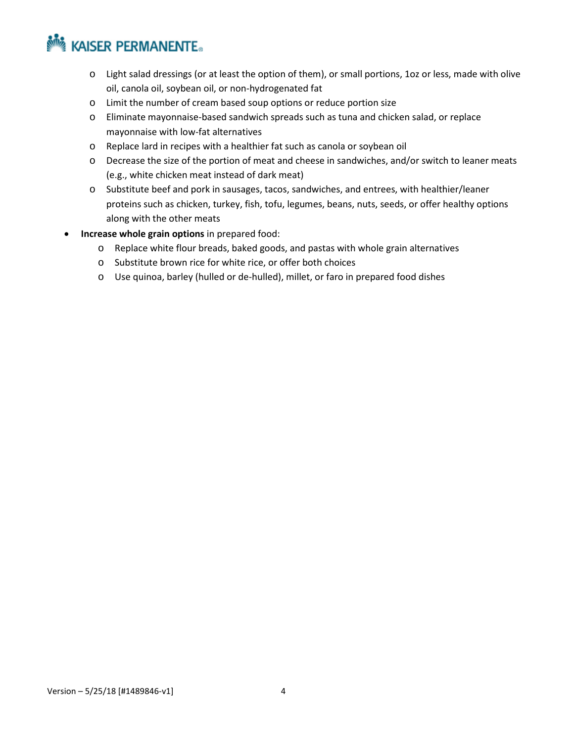- Light salad dressings (or at least the option of them), or small portions, 1oz or less, made with olive oil, canola oil, soybean oil, or non-hydrogenated fat
  - Limit the number of cream based soup options or reduce portion size
  - Eliminate mayonnaise-based sandwich spreads such as tuna and chicken salad, or replace mayonnaise with low-fat alternatives
  - Replace lard in recipes with a healthier fat such as canola or soybean oil
  - Decrease the size of the portion of meat and cheese in sandwiches, and/or switch to leaner meats (e.g., white chicken meat instead of dark meat)
  - Substitute beef and pork in sausages, tacos, sandwiches, and entrees, with healthier/leaner proteins such as chicken, turkey, fish, tofu, legumes, beans, nuts, seeds, or offer healthy options along with the other meats

- **Increase whole grain options** in prepared food:
  - Replace white flour breads, baked goods, and pastas with whole grain alternatives
  - Substitute brown rice for white rice, or offer both choices
  - Use quinoa, barley (hulled or de-hulled), millet, or faro in prepared food dishes

Version – 5/25/18 [#1489846-v1]